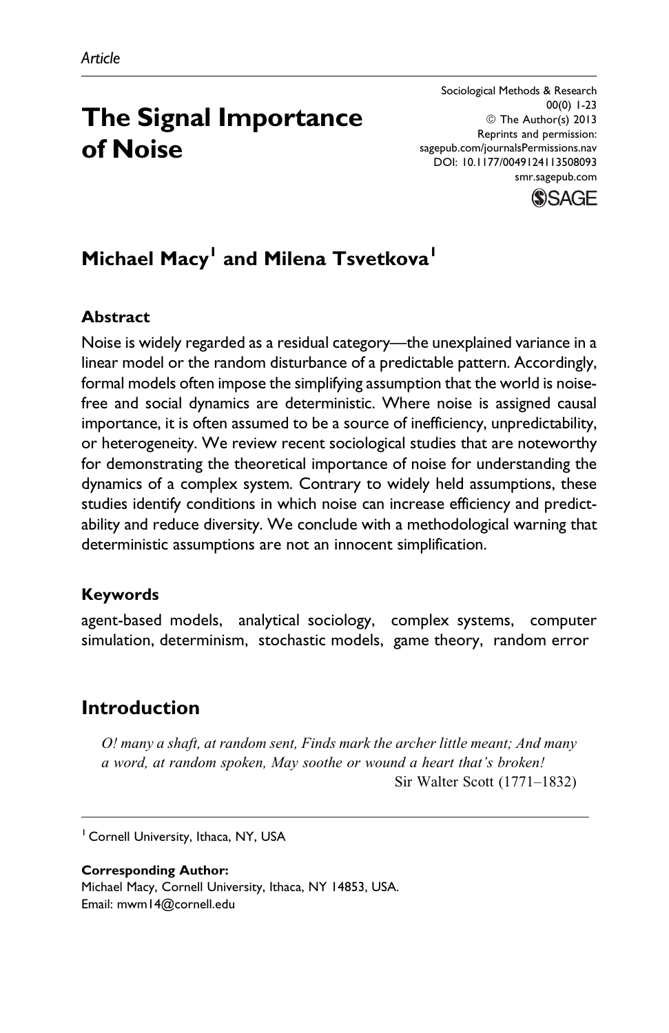Article

# The Signal Importance of Noise

Sociological Methods & Research
00(0) 1-23
© The Author(s) 2013
Reprints and permission:
sagepub.com/journalsPermissions.nav
DOI: 10.1177/0049124113508093
smr.sagepub.com

**Michael Macy[1] and Milena Tsvetkova[1]**

## Abstract

Noise is widely regarded as a residual category—the unexplained variance in a linear model or the random disturbance of a predictable pattern. Accordingly, formal models often impose the simplifying assumption that the world is noise-free and social dynamics are deterministic. Where noise is assigned causal importance, it is often assumed to be a source of inefficiency, unpredictability, or heterogeneity. We review recent sociological studies that are noteworthy for demonstrating the theoretical importance of noise for understanding the dynamics of a complex system. Contrary to widely held assumptions, these studies identify conditions in which noise can increase efficiency and predictability and reduce diversity. We conclude with a methodological warning that deterministic assumptions are not an innocent simplification.

## Keywords

agent-based models, analytical sociology, complex systems, computer simulation, determinism, stochastic models, game theory, random error

## Introduction

*O! many a shaft, at random sent, Finds mark the archer little meant; And many a word, at random spoken, May soothe or wound a heart that's broken!*
Sir Walter Scott (1771–1832)

[1] Cornell University, Ithaca, NY, USA

**Corresponding Author:**
Michael Macy, Cornell University, Ithaca, NY 14853, USA.
Email: mwm14@cornell.edu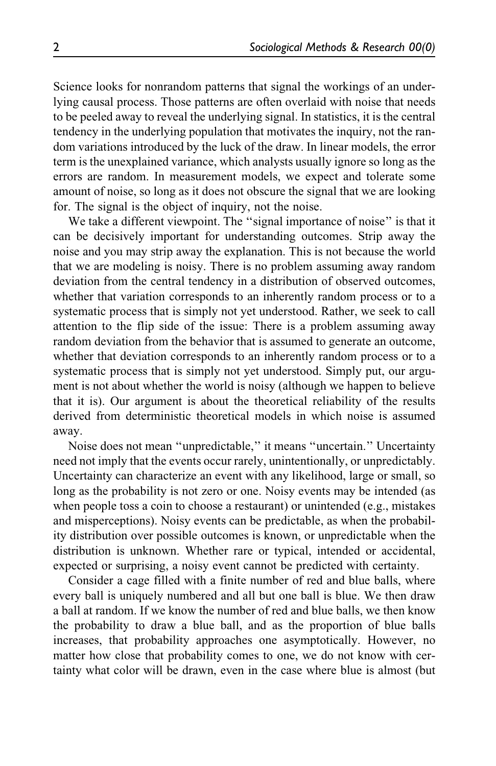Science looks for nonrandom patterns that signal the workings of an underlying causal process. Those patterns are often overlaid with noise that needs to be peeled away to reveal the underlying signal. In statistics, it is the central tendency in the underlying population that motivates the inquiry, not the random variations introduced by the luck of the draw. In linear models, the error term is the unexplained variance, which analysts usually ignore so long as the errors are random. In measurement models, we expect and tolerate some amount of noise, so long as it does not obscure the signal that we are looking for. The signal is the object of inquiry, not the noise.

We take a different viewpoint. The ''signal importance of noise'' is that it can be decisively important for understanding outcomes. Strip away the noise and you may strip away the explanation. This is not because the world that we are modeling is noisy. There is no problem assuming away random deviation from the central tendency in a distribution of observed outcomes, whether that variation corresponds to an inherently random process or to a systematic process that is simply not yet understood. Rather, we seek to call attention to the flip side of the issue: There is a problem assuming away random deviation from the behavior that is assumed to generate an outcome, whether that deviation corresponds to an inherently random process or to a systematic process that is simply not yet understood. Simply put, our argument is not about whether the world is noisy (although we happen to believe that it is). Our argument is about the theoretical reliability of the results derived from deterministic theoretical models in which noise is assumed away.

Noise does not mean ''unpredictable,'' it means ''uncertain.'' Uncertainty need not imply that the events occur rarely, unintentionally, or unpredictably. Uncertainty can characterize an event with any likelihood, large or small, so long as the probability is not zero or one. Noisy events may be intended (as when people toss a coin to choose a restaurant) or unintended (e.g., mistakes and misperceptions). Noisy events can be predictable, as when the probability distribution over possible outcomes is known, or unpredictable when the distribution is unknown. Whether rare or typical, intended or accidental, expected or surprising, a noisy event cannot be predicted with certainty.

Consider a cage filled with a finite number of red and blue balls, where every ball is uniquely numbered and all but one ball is blue. We then draw a ball at random. If we know the number of red and blue balls, we then know the probability to draw a blue ball, and as the proportion of blue balls increases, that probability approaches one asymptotically. However, no matter how close that probability comes to one, we do not know with certainty what color will be drawn, even in the case where blue is almost (but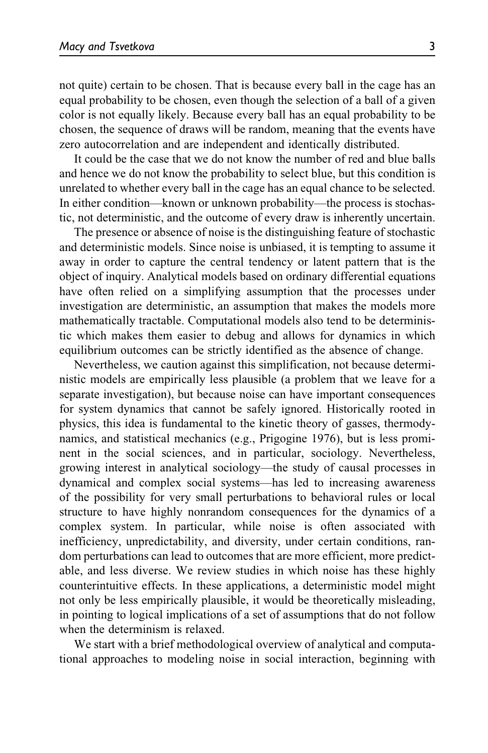not quite) certain to be chosen. That is because every ball in the cage has an equal probability to be chosen, even though the selection of a ball of a given color is not equally likely. Because every ball has an equal probability to be chosen, the sequence of draws will be random, meaning that the events have zero autocorrelation and are independent and identically distributed.

It could be the case that we do not know the number of red and blue balls and hence we do not know the probability to select blue, but this condition is unrelated to whether every ball in the cage has an equal chance to be selected. In either condition—known or unknown probability—the process is stochastic, not deterministic, and the outcome of every draw is inherently uncertain.

The presence or absence of noise is the distinguishing feature of stochastic and deterministic models. Since noise is unbiased, it is tempting to assume it away in order to capture the central tendency or latent pattern that is the object of inquiry. Analytical models based on ordinary differential equations have often relied on a simplifying assumption that the processes under investigation are deterministic, an assumption that makes the models more mathematically tractable. Computational models also tend to be deterministic which makes them easier to debug and allows for dynamics in which equilibrium outcomes can be strictly identified as the absence of change.

Nevertheless, we caution against this simplification, not because deterministic models are empirically less plausible (a problem that we leave for a separate investigation), but because noise can have important consequences for system dynamics that cannot be safely ignored. Historically rooted in physics, this idea is fundamental to the kinetic theory of gasses, thermodynamics, and statistical mechanics (e.g., Prigogine 1976), but is less prominent in the social sciences, and in particular, sociology. Nevertheless, growing interest in analytical sociology—the study of causal processes in dynamical and complex social systems—has led to increasing awareness of the possibility for very small perturbations to behavioral rules or local structure to have highly nonrandom consequences for the dynamics of a complex system. In particular, while noise is often associated with inefficiency, unpredictability, and diversity, under certain conditions, random perturbations can lead to outcomes that are more efficient, more predictable, and less diverse. We review studies in which noise has these highly counterintuitive effects. In these applications, a deterministic model might not only be less empirically plausible, it would be theoretically misleading, in pointing to logical implications of a set of assumptions that do not follow when the determinism is relaxed.

We start with a brief methodological overview of analytical and computational approaches to modeling noise in social interaction, beginning with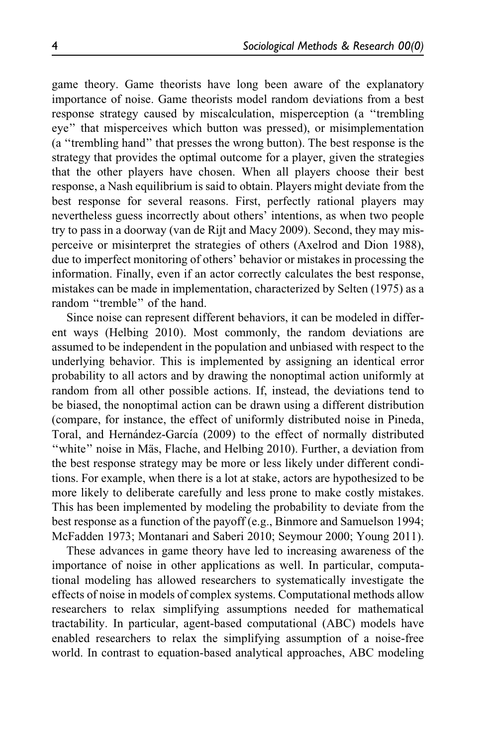game theory. Game theorists have long been aware of the explanatory importance of noise. Game theorists model random deviations from a best response strategy caused by miscalculation, misperception (a ''trembling eye'' that misperceives which button was pressed), or misimplementation (a ''trembling hand'' that presses the wrong button). The best response is the strategy that provides the optimal outcome for a player, given the strategies that the other players have chosen. When all players choose their best response, a Nash equilibrium is said to obtain. Players might deviate from the best response for several reasons. First, perfectly rational players may nevertheless guess incorrectly about others' intentions, as when two people try to pass in a doorway (van de Rijt and Macy 2009). Second, they may misperceive or misinterpret the strategies of others (Axelrod and Dion 1988), due to imperfect monitoring of others' behavior or mistakes in processing the information. Finally, even if an actor correctly calculates the best response, mistakes can be made in implementation, characterized by Selten (1975) as a random ''tremble'' of the hand.

Since noise can represent different behaviors, it can be modeled in different ways (Helbing 2010). Most commonly, the random deviations are assumed to be independent in the population and unbiased with respect to the underlying behavior. This is implemented by assigning an identical error probability to all actors and by drawing the nonoptimal action uniformly at random from all other possible actions. If, instead, the deviations tend to be biased, the nonoptimal action can be drawn using a different distribution (compare, for instance, the effect of uniformly distributed noise in Pineda, Toral, and Hernández-García (2009) to the effect of normally distributed ''white'' noise in Mäs, Flache, and Helbing 2010). Further, a deviation from the best response strategy may be more or less likely under different conditions. For example, when there is a lot at stake, actors are hypothesized to be more likely to deliberate carefully and less prone to make costly mistakes. This has been implemented by modeling the probability to deviate from the best response as a function of the payoff (e.g., Binmore and Samuelson 1994; McFadden 1973; Montanari and Saberi 2010; Seymour 2000; Young 2011).

These advances in game theory have led to increasing awareness of the importance of noise in other applications as well. In particular, computational modeling has allowed researchers to systematically investigate the effects of noise in models of complex systems. Computational methods allow researchers to relax simplifying assumptions needed for mathematical tractability. In particular, agent-based computational (ABC) models have enabled researchers to relax the simplifying assumption of a noise-free world. In contrast to equation-based analytical approaches, ABC modeling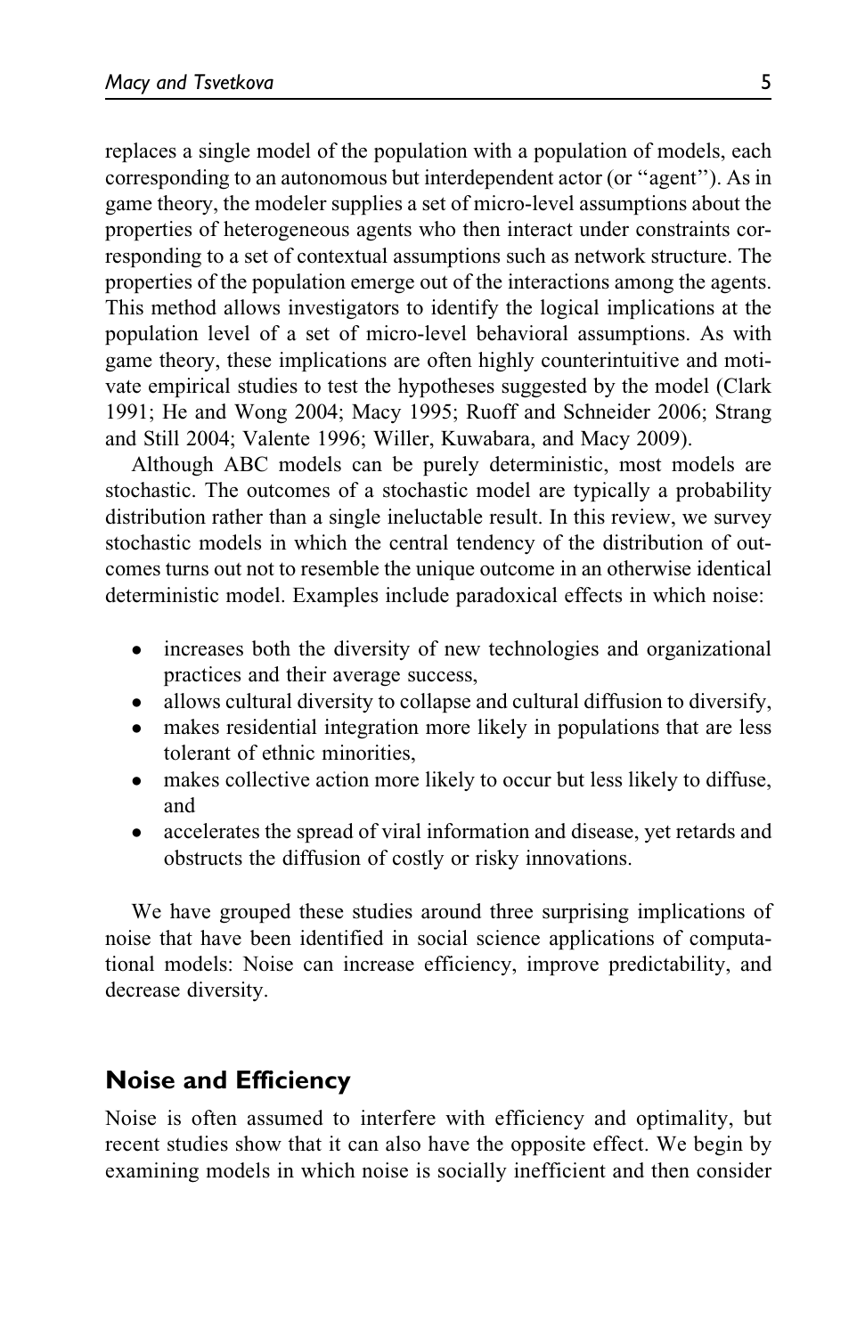replaces a single model of the population with a population of models, each corresponding to an autonomous but interdependent actor (or "agent"). As in game theory, the modeler supplies a set of micro-level assumptions about the properties of heterogeneous agents who then interact under constraints corresponding to a set of contextual assumptions such as network structure. The properties of the population emerge out of the interactions among the agents. This method allows investigators to identify the logical implications at the population level of a set of micro-level behavioral assumptions. As with game theory, these implications are often highly counterintuitive and motivate empirical studies to test the hypotheses suggested by the model (Clark 1991; He and Wong 2004; Macy 1995; Ruoff and Schneider 2006; Strang and Still 2004; Valente 1996; Willer, Kuwabara, and Macy 2009).

Although ABC models can be purely deterministic, most models are stochastic. The outcomes of a stochastic model are typically a probability distribution rather than a single ineluctable result. In this review, we survey stochastic models in which the central tendency of the distribution of outcomes turns out not to resemble the unique outcome in an otherwise identical deterministic model. Examples include paradoxical effects in which noise:

- increases both the diversity of new technologies and organizational practices and their average success,
- allows cultural diversity to collapse and cultural diffusion to diversify,
- makes residential integration more likely in populations that are less tolerant of ethnic minorities,
- makes collective action more likely to occur but less likely to diffuse, and
- accelerates the spread of viral information and disease, yet retards and obstructs the diffusion of costly or risky innovations.

We have grouped these studies around three surprising implications of noise that have been identified in social science applications of computational models: Noise can increase efficiency, improve predictability, and decrease diversity.

## Noise and Efficiency

Noise is often assumed to interfere with efficiency and optimality, but recent studies show that it can also have the opposite effect. We begin by examining models in which noise is socially inefficient and then consider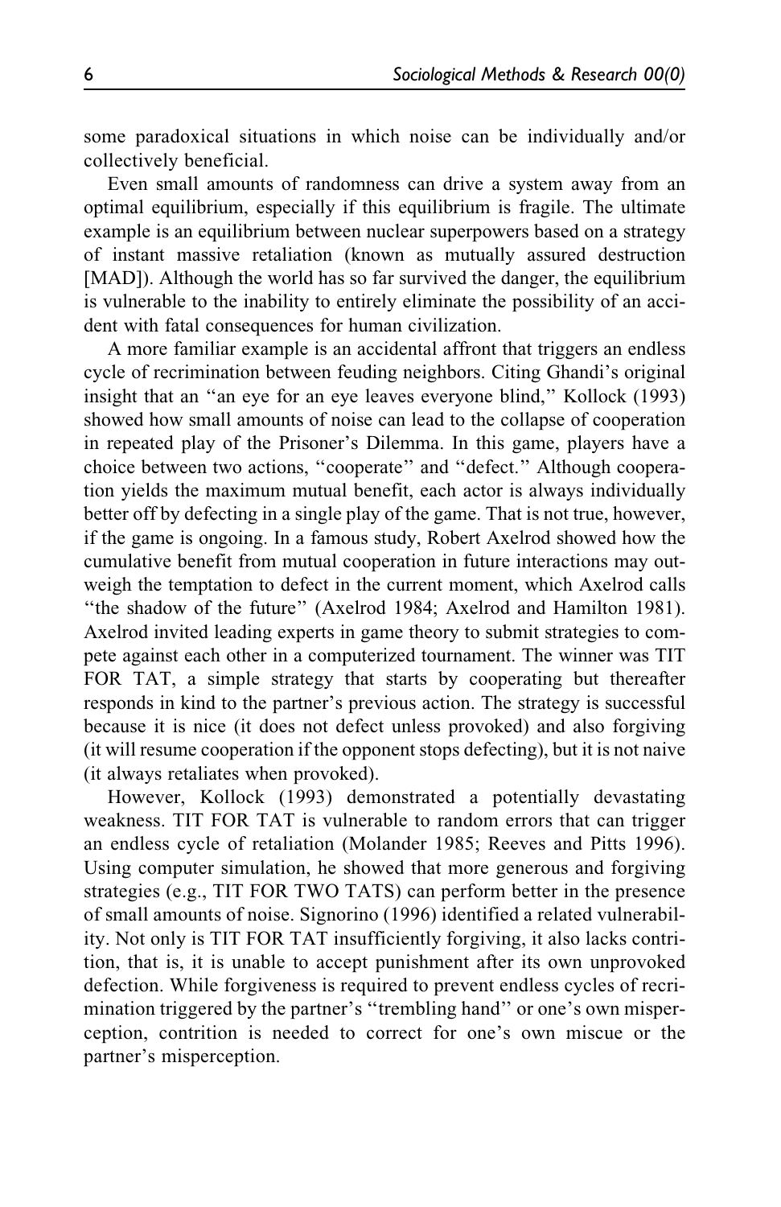some paradoxical situations in which noise can be individually and/or collectively beneficial.

Even small amounts of randomness can drive a system away from an optimal equilibrium, especially if this equilibrium is fragile. The ultimate example is an equilibrium between nuclear superpowers based on a strategy of instant massive retaliation (known as mutually assured destruction [MAD]). Although the world has so far survived the danger, the equilibrium is vulnerable to the inability to entirely eliminate the possibility of an accident with fatal consequences for human civilization.

A more familiar example is an accidental affront that triggers an endless cycle of recrimination between feuding neighbors. Citing Ghandi's original insight that an "an eye for an eye leaves everyone blind," Kollock (1993) showed how small amounts of noise can lead to the collapse of cooperation in repeated play of the Prisoner's Dilemma. In this game, players have a choice between two actions, "cooperate" and "defect." Although cooperation yields the maximum mutual benefit, each actor is always individually better off by defecting in a single play of the game. That is not true, however, if the game is ongoing. In a famous study, Robert Axelrod showed how the cumulative benefit from mutual cooperation in future interactions may outweigh the temptation to defect in the current moment, which Axelrod calls "the shadow of the future" (Axelrod 1984; Axelrod and Hamilton 1981). Axelrod invited leading experts in game theory to submit strategies to compete against each other in a computerized tournament. The winner was TIT FOR TAT, a simple strategy that starts by cooperating but thereafter responds in kind to the partner's previous action. The strategy is successful because it is nice (it does not defect unless provoked) and also forgiving (it will resume cooperation if the opponent stops defecting), but it is not naive (it always retaliates when provoked).

However, Kollock (1993) demonstrated a potentially devastating weakness. TIT FOR TAT is vulnerable to random errors that can trigger an endless cycle of retaliation (Molander 1985; Reeves and Pitts 1996). Using computer simulation, he showed that more generous and forgiving strategies (e.g., TIT FOR TWO TATS) can perform better in the presence of small amounts of noise. Signorino (1996) identified a related vulnerability. Not only is TIT FOR TAT insufficiently forgiving, it also lacks contrition, that is, it is unable to accept punishment after its own unprovoked defection. While forgiveness is required to prevent endless cycles of recrimination triggered by the partner's "trembling hand" or one's own misperception, contrition is needed to correct for one's own miscue or the partner's misperception.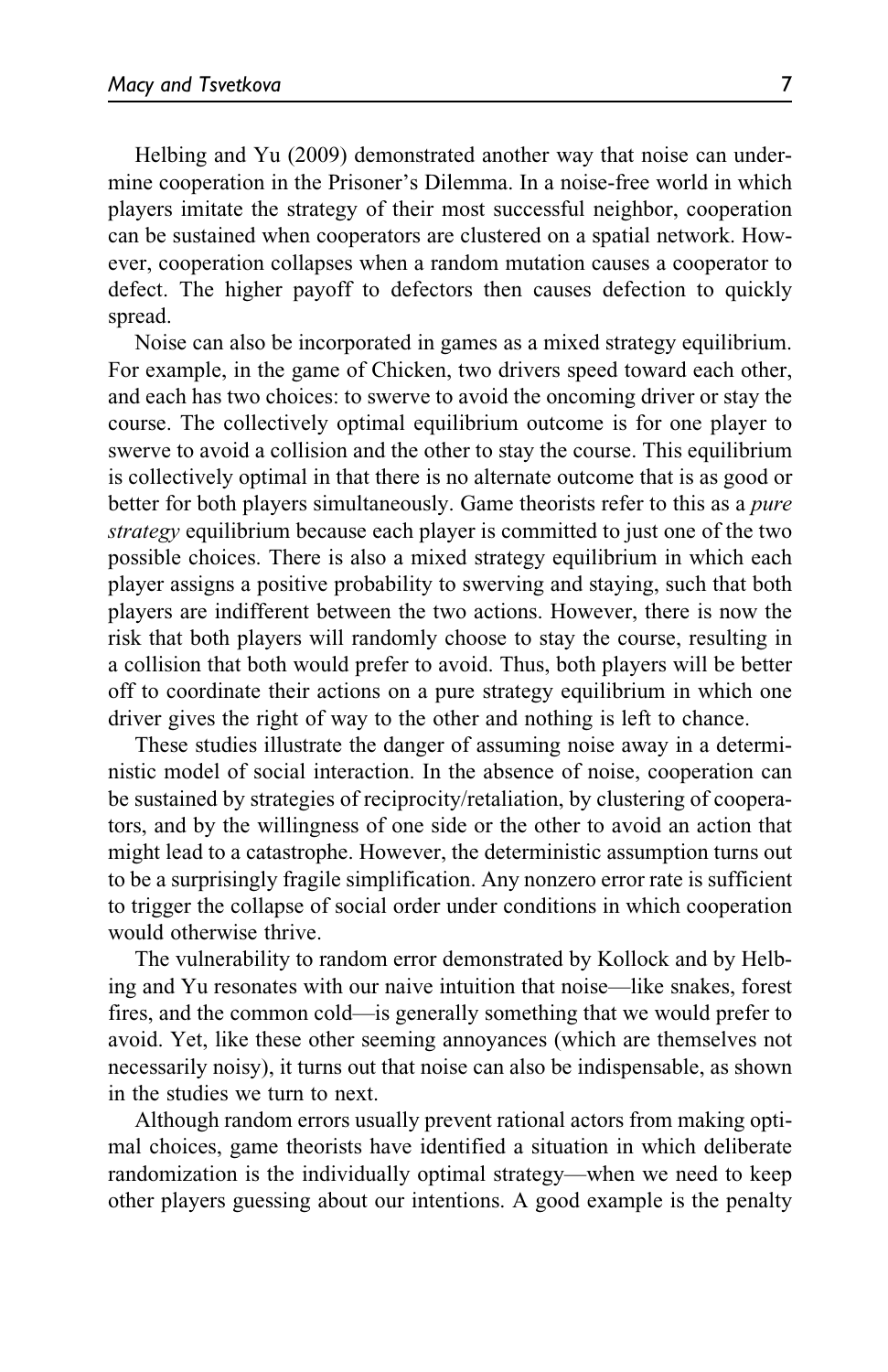Helbing and Yu (2009) demonstrated another way that noise can undermine cooperation in the Prisoner's Dilemma. In a noise-free world in which players imitate the strategy of their most successful neighbor, cooperation can be sustained when cooperators are clustered on a spatial network. However, cooperation collapses when a random mutation causes a cooperator to defect. The higher payoff to defectors then causes defection to quickly spread.

Noise can also be incorporated in games as a mixed strategy equilibrium. For example, in the game of Chicken, two drivers speed toward each other, and each has two choices: to swerve to avoid the oncoming driver or stay the course. The collectively optimal equilibrium outcome is for one player to swerve to avoid a collision and the other to stay the course. This equilibrium is collectively optimal in that there is no alternate outcome that is as good or better for both players simultaneously. Game theorists refer to this as a *pure strategy* equilibrium because each player is committed to just one of the two possible choices. There is also a mixed strategy equilibrium in which each player assigns a positive probability to swerving and staying, such that both players are indifferent between the two actions. However, there is now the risk that both players will randomly choose to stay the course, resulting in a collision that both would prefer to avoid. Thus, both players will be better off to coordinate their actions on a pure strategy equilibrium in which one driver gives the right of way to the other and nothing is left to chance.

These studies illustrate the danger of assuming noise away in a deterministic model of social interaction. In the absence of noise, cooperation can be sustained by strategies of reciprocity/retaliation, by clustering of cooperators, and by the willingness of one side or the other to avoid an action that might lead to a catastrophe. However, the deterministic assumption turns out to be a surprisingly fragile simplification. Any nonzero error rate is sufficient to trigger the collapse of social order under conditions in which cooperation would otherwise thrive.

The vulnerability to random error demonstrated by Kollock and by Helbing and Yu resonates with our naive intuition that noise—like snakes, forest fires, and the common cold—is generally something that we would prefer to avoid. Yet, like these other seeming annoyances (which are themselves not necessarily noisy), it turns out that noise can also be indispensable, as shown in the studies we turn to next.

Although random errors usually prevent rational actors from making optimal choices, game theorists have identified a situation in which deliberate randomization is the individually optimal strategy—when we need to keep other players guessing about our intentions. A good example is the penalty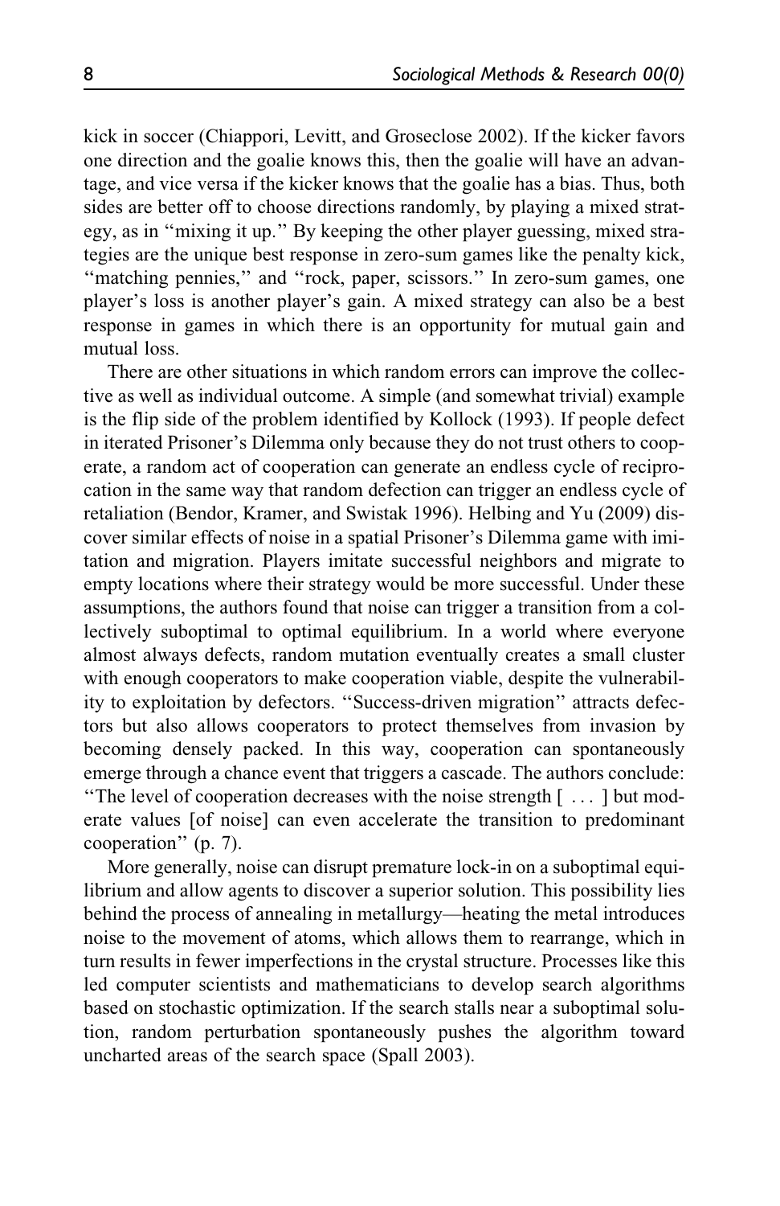kick in soccer (Chiappori, Levitt, and Groseclose 2002). If the kicker favors one direction and the goalie knows this, then the goalie will have an advantage, and vice versa if the kicker knows that the goalie has a bias. Thus, both sides are better off to choose directions randomly, by playing a mixed strategy, as in "mixing it up." By keeping the other player guessing, mixed strategies are the unique best response in zero-sum games like the penalty kick, "matching pennies," and "rock, paper, scissors." In zero-sum games, one player's loss is another player's gain. A mixed strategy can also be a best response in games in which there is an opportunity for mutual gain and mutual loss.

There are other situations in which random errors can improve the collective as well as individual outcome. A simple (and somewhat trivial) example is the flip side of the problem identified by Kollock (1993). If people defect in iterated Prisoner's Dilemma only because they do not trust others to cooperate, a random act of cooperation can generate an endless cycle of reciprocation in the same way that random defection can trigger an endless cycle of retaliation (Bendor, Kramer, and Swistak 1996). Helbing and Yu (2009) discover similar effects of noise in a spatial Prisoner's Dilemma game with imitation and migration. Players imitate successful neighbors and migrate to empty locations where their strategy would be more successful. Under these assumptions, the authors found that noise can trigger a transition from a collectively suboptimal to optimal equilibrium. In a world where everyone almost always defects, random mutation eventually creates a small cluster with enough cooperators to make cooperation viable, despite the vulnerability to exploitation by defectors. "Success-driven migration" attracts defectors but also allows cooperators to protect themselves from invasion by becoming densely packed. In this way, cooperation can spontaneously emerge through a chance event that triggers a cascade. The authors conclude: "The level of cooperation decreases with the noise strength [ ... ] but moderate values [of noise] can even accelerate the transition to predominant cooperation" (p. 7).

More generally, noise can disrupt premature lock-in on a suboptimal equilibrium and allow agents to discover a superior solution. This possibility lies behind the process of annealing in metallurgy—heating the metal introduces noise to the movement of atoms, which allows them to rearrange, which in turn results in fewer imperfections in the crystal structure. Processes like this led computer scientists and mathematicians to develop search algorithms based on stochastic optimization. If the search stalls near a suboptimal solution, random perturbation spontaneously pushes the algorithm toward uncharted areas of the search space (Spall 2003).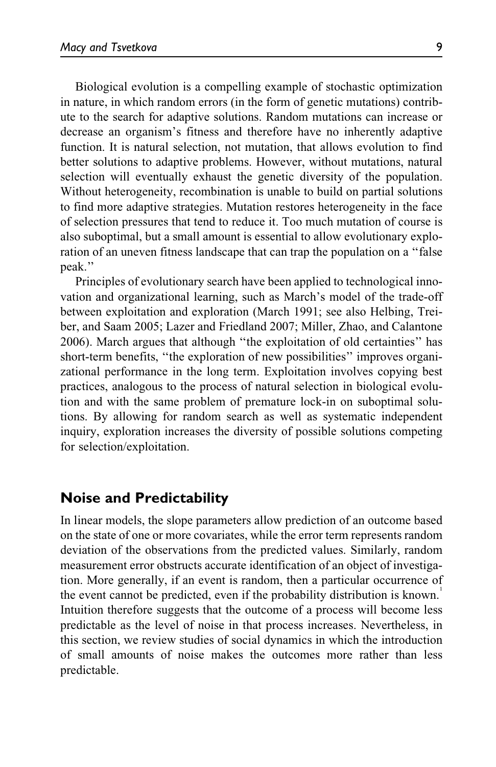Biological evolution is a compelling example of stochastic optimization in nature, in which random errors (in the form of genetic mutations) contribute to the search for adaptive solutions. Random mutations can increase or decrease an organism's fitness and therefore have no inherently adaptive function. It is natural selection, not mutation, that allows evolution to find better solutions to adaptive problems. However, without mutations, natural selection will eventually exhaust the genetic diversity of the population. Without heterogeneity, recombination is unable to build on partial solutions to find more adaptive strategies. Mutation restores heterogeneity in the face of selection pressures that tend to reduce it. Too much mutation of course is also suboptimal, but a small amount is essential to allow evolutionary exploration of an uneven fitness landscape that can trap the population on a "false peak."

Principles of evolutionary search have been applied to technological innovation and organizational learning, such as March's model of the trade-off between exploitation and exploration (March 1991; see also Helbing, Treiber, and Saam 2005; Lazer and Friedland 2007; Miller, Zhao, and Calantone 2006). March argues that although "the exploitation of old certainties" has short-term benefits, "the exploration of new possibilities" improves organizational performance in the long term. Exploitation involves copying best practices, analogous to the process of natural selection in biological evolution and with the same problem of premature lock-in on suboptimal solutions. By allowing for random search as well as systematic independent inquiry, exploration increases the diversity of possible solutions competing for selection/exploitation.

## Noise and Predictability

In linear models, the slope parameters allow prediction of an outcome based on the state of one or more covariates, while the error term represents random deviation of the observations from the predicted values. Similarly, random measurement error obstructs accurate identification of an object of investigation. More generally, if an event is random, then a particular occurrence of the event cannot be predicted, even if the probability distribution is known.[1] Intuition therefore suggests that the outcome of a process will become less predictable as the level of noise in that process increases. Nevertheless, in this section, we review studies of social dynamics in which the introduction of small amounts of noise makes the outcomes more rather than less predictable.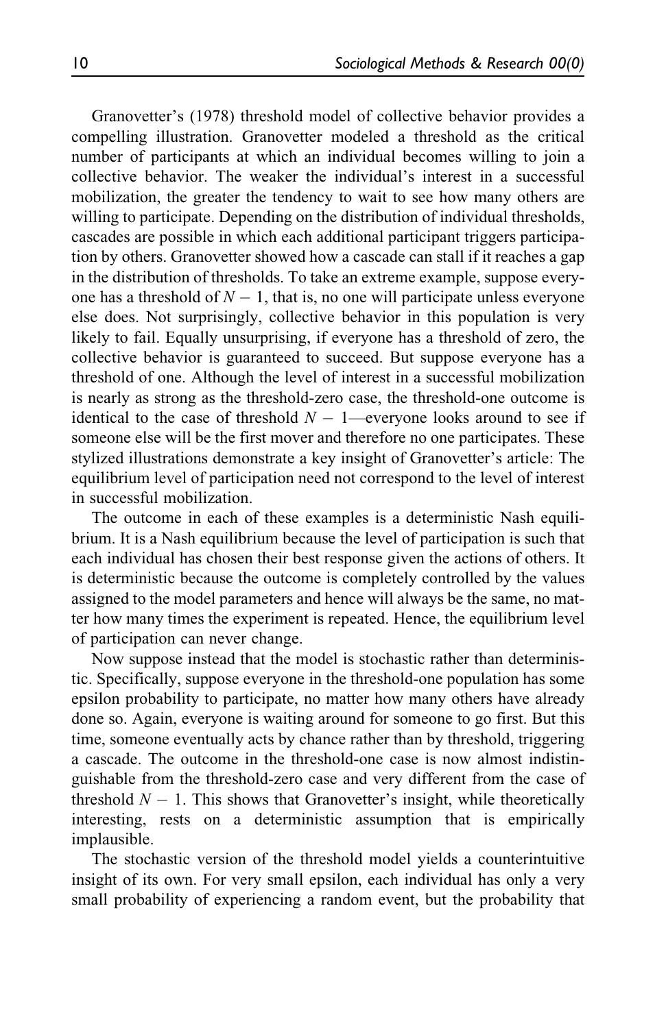Granovetter's (1978) threshold model of collective behavior provides a compelling illustration. Granovetter modeled a threshold as the critical number of participants at which an individual becomes willing to join a collective behavior. The weaker the individual's interest in a successful mobilization, the greater the tendency to wait to see how many others are willing to participate. Depending on the distribution of individual thresholds, cascades are possible in which each additional participant triggers participation by others. Granovetter showed how a cascade can stall if it reaches a gap in the distribution of thresholds. To take an extreme example, suppose everyone has a threshold of $N - 1$, that is, no one will participate unless everyone else does. Not surprisingly, collective behavior in this population is very likely to fail. Equally unsurprising, if everyone has a threshold of zero, the collective behavior is guaranteed to succeed. But suppose everyone has a threshold of one. Although the level of interest in a successful mobilization is nearly as strong as the threshold-zero case, the threshold-one outcome is identical to the case of threshold $N - 1$—everyone looks around to see if someone else will be the first mover and therefore no one participates. These stylized illustrations demonstrate a key insight of Granovetter's article: The equilibrium level of participation need not correspond to the level of interest in successful mobilization.

The outcome in each of these examples is a deterministic Nash equilibrium. It is a Nash equilibrium because the level of participation is such that each individual has chosen their best response given the actions of others. It is deterministic because the outcome is completely controlled by the values assigned to the model parameters and hence will always be the same, no matter how many times the experiment is repeated. Hence, the equilibrium level of participation can never change.

Now suppose instead that the model is stochastic rather than deterministic. Specifically, suppose everyone in the threshold-one population has some epsilon probability to participate, no matter how many others have already done so. Again, everyone is waiting around for someone to go first. But this time, someone eventually acts by chance rather than by threshold, triggering a cascade. The outcome in the threshold-one case is now almost indistinguishable from the threshold-zero case and very different from the case of threshold $N - 1$. This shows that Granovetter's insight, while theoretically interesting, rests on a deterministic assumption that is empirically implausible.

The stochastic version of the threshold model yields a counterintuitive insight of its own. For very small epsilon, each individual has only a very small probability of experiencing a random event, but the probability that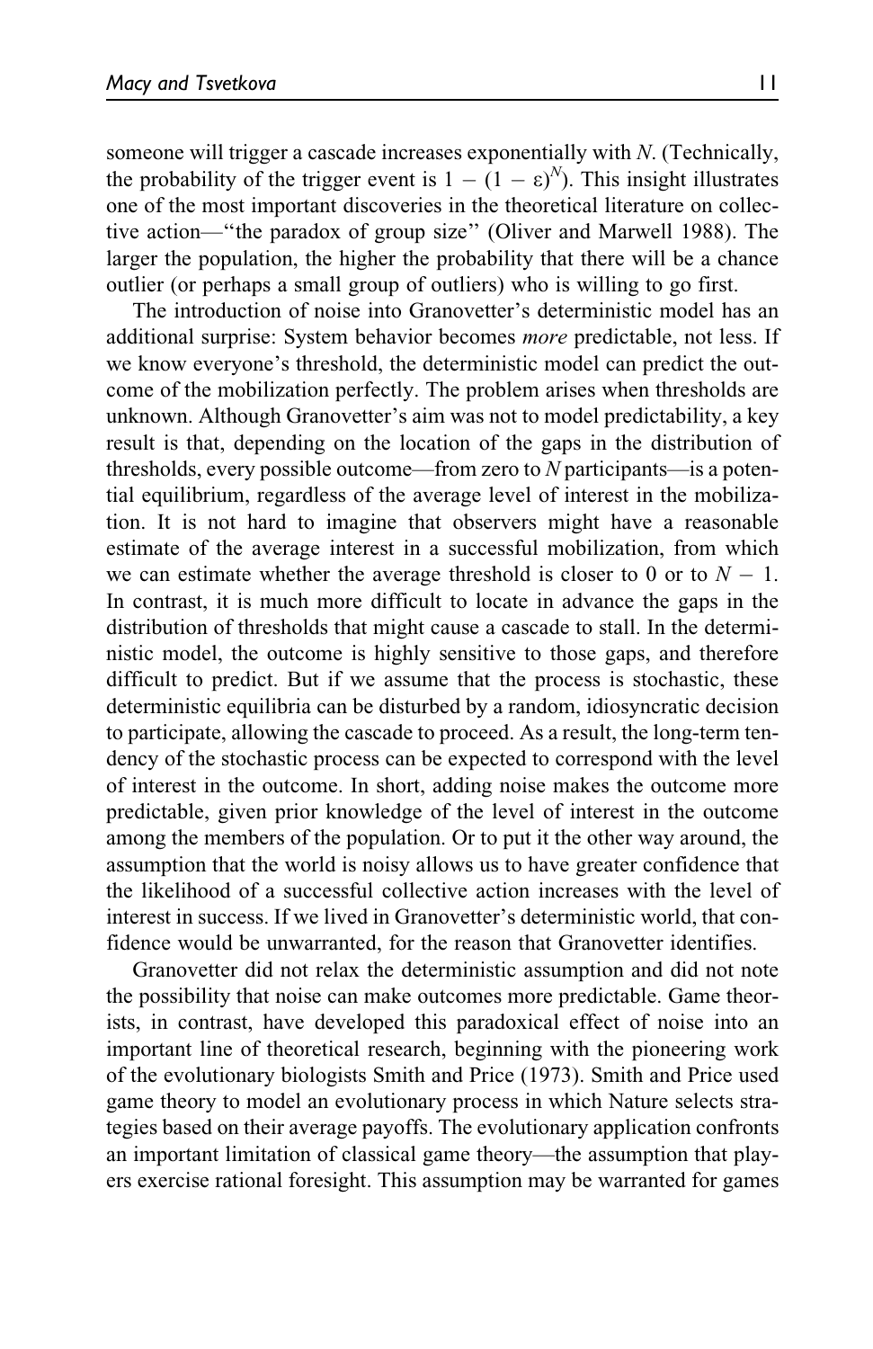someone will trigger a cascade increases exponentially with $N$. (Technically, the probability of the trigger event is $1 - (1 - \varepsilon)^N$). This insight illustrates one of the most important discoveries in the theoretical literature on collective action—"the paradox of group size" (Oliver and Marwell 1988). The larger the population, the higher the probability that there will be a chance outlier (or perhaps a small group of outliers) who is willing to go first.

The introduction of noise into Granovetter's deterministic model has an additional surprise: System behavior becomes *more* predictable, not less. If we know everyone's threshold, the deterministic model can predict the outcome of the mobilization perfectly. The problem arises when thresholds are unknown. Although Granovetter's aim was not to model predictability, a key result is that, depending on the location of the gaps in the distribution of thresholds, every possible outcome—from zero to $N$ participants—is a potential equilibrium, regardless of the average level of interest in the mobilization. It is not hard to imagine that observers might have a reasonable estimate of the average interest in a successful mobilization, from which we can estimate whether the average threshold is closer to 0 or to $N - 1$. In contrast, it is much more difficult to locate in advance the gaps in the distribution of thresholds that might cause a cascade to stall. In the deterministic model, the outcome is highly sensitive to those gaps, and therefore difficult to predict. But if we assume that the process is stochastic, these deterministic equilibria can be disturbed by a random, idiosyncratic decision to participate, allowing the cascade to proceed. As a result, the long-term tendency of the stochastic process can be expected to correspond with the level of interest in the outcome. In short, adding noise makes the outcome more predictable, given prior knowledge of the level of interest in the outcome among the members of the population. Or to put it the other way around, the assumption that the world is noisy allows us to have greater confidence that the likelihood of a successful collective action increases with the level of interest in success. If we lived in Granovetter's deterministic world, that confidence would be unwarranted, for the reason that Granovetter identifies.

Granovetter did not relax the deterministic assumption and did not note the possibility that noise can make outcomes more predictable. Game theorists, in contrast, have developed this paradoxical effect of noise into an important line of theoretical research, beginning with the pioneering work of the evolutionary biologists Smith and Price (1973). Smith and Price used game theory to model an evolutionary process in which Nature selects strategies based on their average payoffs. The evolutionary application confronts an important limitation of classical game theory—the assumption that players exercise rational foresight. This assumption may be warranted for games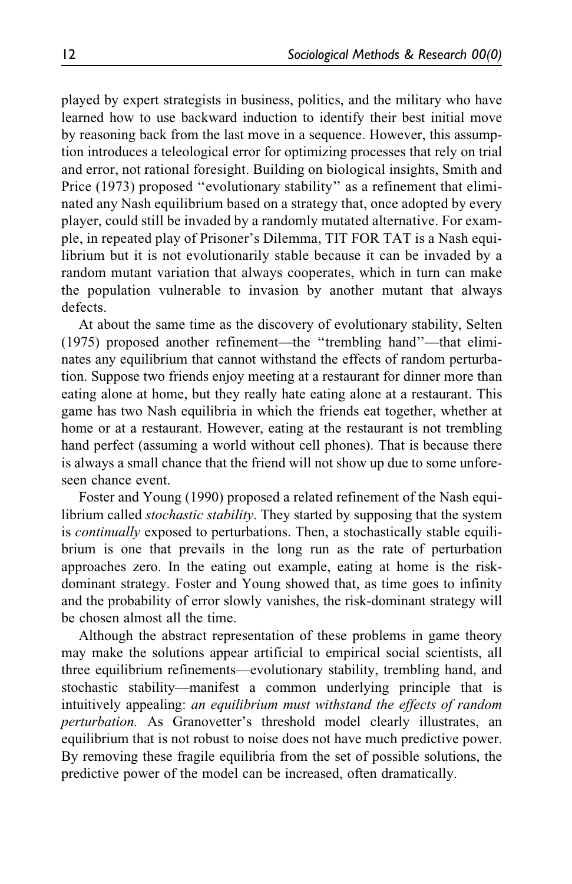played by expert strategists in business, politics, and the military who have learned how to use backward induction to identify their best initial move by reasoning back from the last move in a sequence. However, this assumption introduces a teleological error for optimizing processes that rely on trial and error, not rational foresight. Building on biological insights, Smith and Price (1973) proposed "evolutionary stability" as a refinement that eliminated any Nash equilibrium based on a strategy that, once adopted by every player, could still be invaded by a randomly mutated alternative. For example, in repeated play of Prisoner's Dilemma, TIT FOR TAT is a Nash equilibrium but it is not evolutionarily stable because it can be invaded by a random mutant variation that always cooperates, which in turn can make the population vulnerable to invasion by another mutant that always defects.

At about the same time as the discovery of evolutionary stability, Selten (1975) proposed another refinement—the "trembling hand"—that eliminates any equilibrium that cannot withstand the effects of random perturbation. Suppose two friends enjoy meeting at a restaurant for dinner more than eating alone at home, but they really hate eating alone at a restaurant. This game has two Nash equilibria in which the friends eat together, whether at home or at a restaurant. However, eating at the restaurant is not trembling hand perfect (assuming a world without cell phones). That is because there is always a small chance that the friend will not show up due to some unforeseen chance event.

Foster and Young (1990) proposed a related refinement of the Nash equilibrium called *stochastic stability*. They started by supposing that the system is *continually* exposed to perturbations. Then, a stochastically stable equilibrium is one that prevails in the long run as the rate of perturbation approaches zero. In the eating out example, eating at home is the risk-dominant strategy. Foster and Young showed that, as time goes to infinity and the probability of error slowly vanishes, the risk-dominant strategy will be chosen almost all the time.

Although the abstract representation of these problems in game theory may make the solutions appear artificial to empirical social scientists, all three equilibrium refinements—evolutionary stability, trembling hand, and stochastic stability—manifest a common underlying principle that is intuitively appealing: *an equilibrium must withstand the effects of random perturbation.* As Granovetter's threshold model clearly illustrates, an equilibrium that is not robust to noise does not have much predictive power. By removing these fragile equilibria from the set of possible solutions, the predictive power of the model can be increased, often dramatically.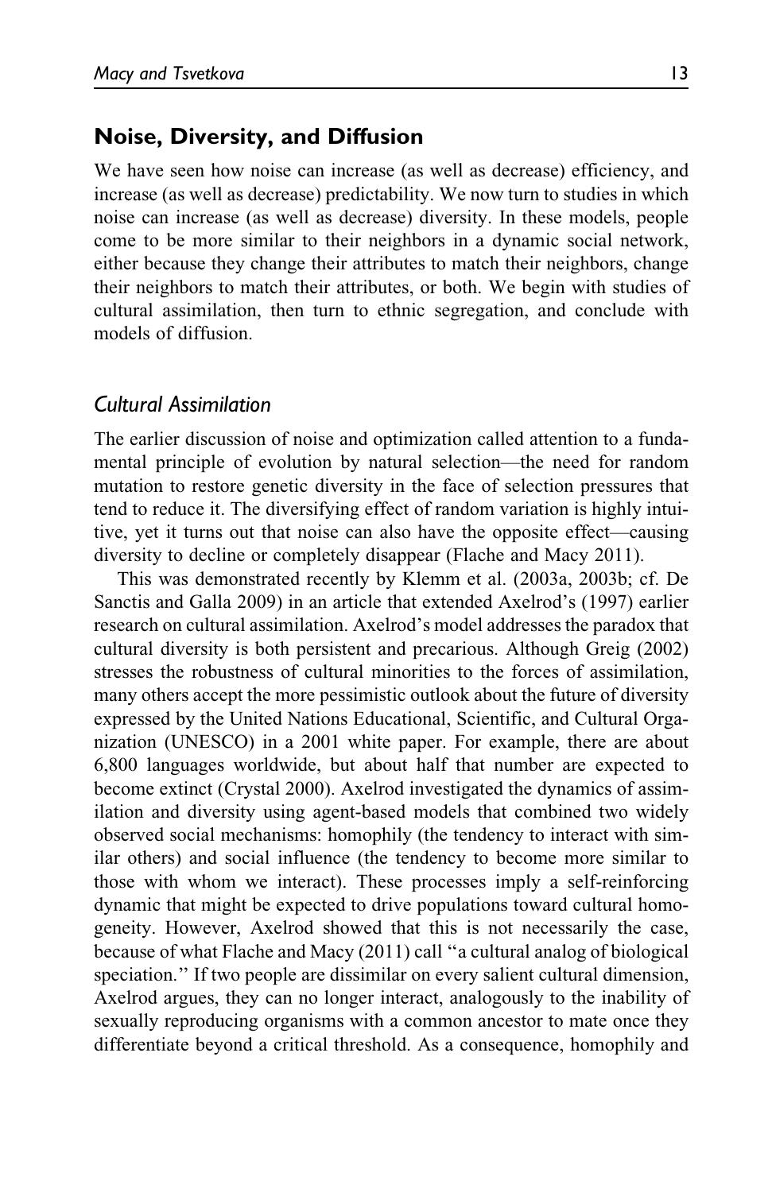## Noise, Diversity, and Diffusion

We have seen how noise can increase (as well as decrease) efficiency, and increase (as well as decrease) predictability. We now turn to studies in which noise can increase (as well as decrease) diversity. In these models, people come to be more similar to their neighbors in a dynamic social network, either because they change their attributes to match their neighbors, change their neighbors to match their attributes, or both. We begin with studies of cultural assimilation, then turn to ethnic segregation, and conclude with models of diffusion.

### *Cultural Assimilation*

The earlier discussion of noise and optimization called attention to a fundamental principle of evolution by natural selection—the need for random mutation to restore genetic diversity in the face of selection pressures that tend to reduce it. The diversifying effect of random variation is highly intuitive, yet it turns out that noise can also have the opposite effect—causing diversity to decline or completely disappear (Flache and Macy 2011).

This was demonstrated recently by Klemm et al. (2003a, 2003b; cf. De Sanctis and Galla 2009) in an article that extended Axelrod's (1997) earlier research on cultural assimilation. Axelrod's model addresses the paradox that cultural diversity is both persistent and precarious. Although Greig (2002) stresses the robustness of cultural minorities to the forces of assimilation, many others accept the more pessimistic outlook about the future of diversity expressed by the United Nations Educational, Scientific, and Cultural Organization (UNESCO) in a 2001 white paper. For example, there are about 6,800 languages worldwide, but about half that number are expected to become extinct (Crystal 2000). Axelrod investigated the dynamics of assimilation and diversity using agent-based models that combined two widely observed social mechanisms: homophily (the tendency to interact with similar others) and social influence (the tendency to become more similar to those with whom we interact). These processes imply a self-reinforcing dynamic that might be expected to drive populations toward cultural homogeneity. However, Axelrod showed that this is not necessarily the case, because of what Flache and Macy (2011) call "a cultural analog of biological speciation." If two people are dissimilar on every salient cultural dimension, Axelrod argues, they can no longer interact, analogously to the inability of sexually reproducing organisms with a common ancestor to mate once they differentiate beyond a critical threshold. As a consequence, homophily and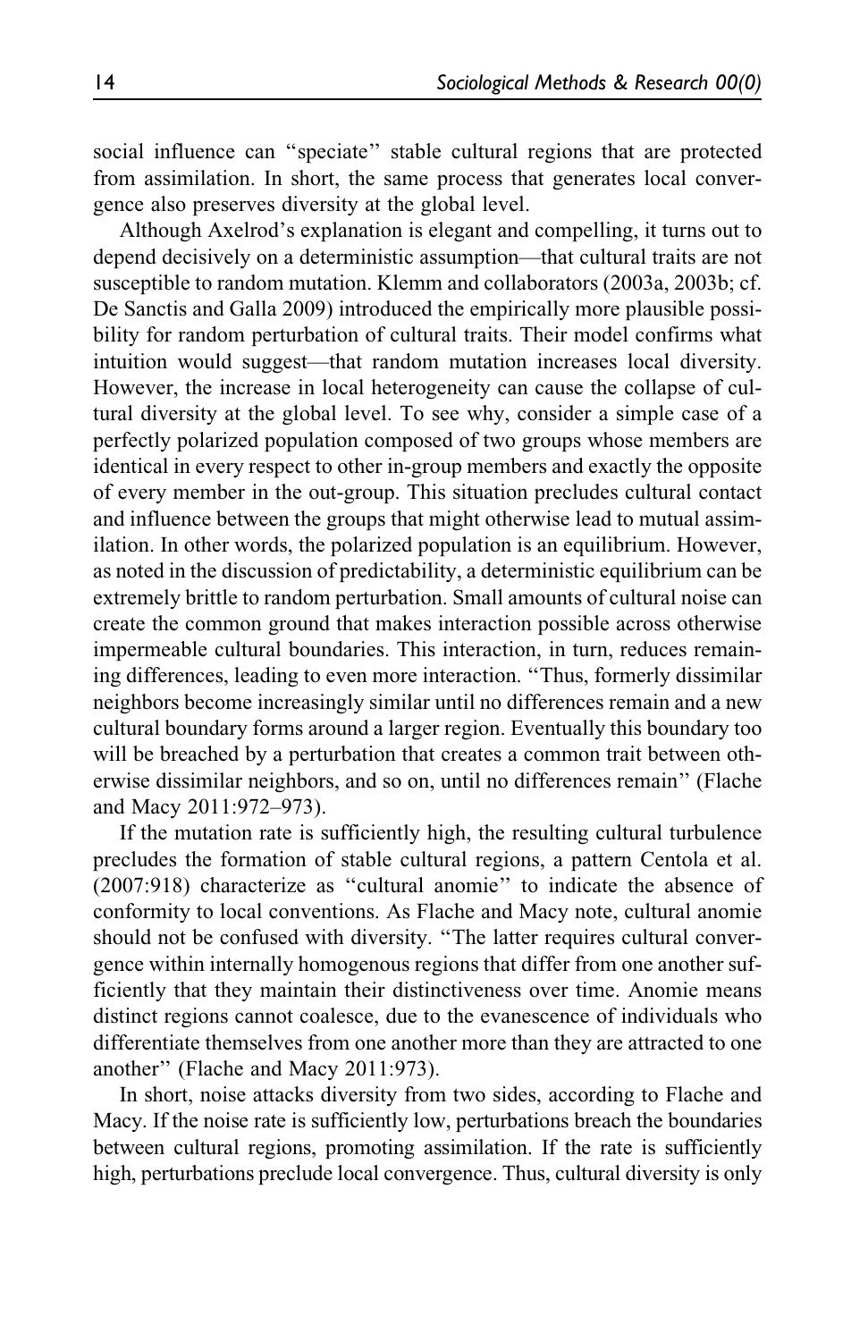social influence can "speciate" stable cultural regions that are protected from assimilation. In short, the same process that generates local convergence also preserves diversity at the global level.

Although Axelrod's explanation is elegant and compelling, it turns out to depend decisively on a deterministic assumption—that cultural traits are not susceptible to random mutation. Klemm and collaborators (2003a, 2003b; cf. De Sanctis and Galla 2009) introduced the empirically more plausible possibility for random perturbation of cultural traits. Their model confirms what intuition would suggest—that random mutation increases local diversity. However, the increase in local heterogeneity can cause the collapse of cultural diversity at the global level. To see why, consider a simple case of a perfectly polarized population composed of two groups whose members are identical in every respect to other in-group members and exactly the opposite of every member in the out-group. This situation precludes cultural contact and influence between the groups that might otherwise lead to mutual assimilation. In other words, the polarized population is an equilibrium. However, as noted in the discussion of predictability, a deterministic equilibrium can be extremely brittle to random perturbation. Small amounts of cultural noise can create the common ground that makes interaction possible across otherwise impermeable cultural boundaries. This interaction, in turn, reduces remaining differences, leading to even more interaction. "Thus, formerly dissimilar neighbors become increasingly similar until no differences remain and a new cultural boundary forms around a larger region. Eventually this boundary too will be breached by a perturbation that creates a common trait between otherwise dissimilar neighbors, and so on, until no differences remain" (Flache and Macy 2011:972–973).

If the mutation rate is sufficiently high, the resulting cultural turbulence precludes the formation of stable cultural regions, a pattern Centola et al. (2007:918) characterize as "cultural anomie" to indicate the absence of conformity to local conventions. As Flache and Macy note, cultural anomie should not be confused with diversity. "The latter requires cultural convergence within internally homogenous regions that differ from one another sufficiently that they maintain their distinctiveness over time. Anomie means distinct regions cannot coalesce, due to the evanescence of individuals who differentiate themselves from one another more than they are attracted to one another" (Flache and Macy 2011:973).

In short, noise attacks diversity from two sides, according to Flache and Macy. If the noise rate is sufficiently low, perturbations breach the boundaries between cultural regions, promoting assimilation. If the rate is sufficiently high, perturbations preclude local convergence. Thus, cultural diversity is only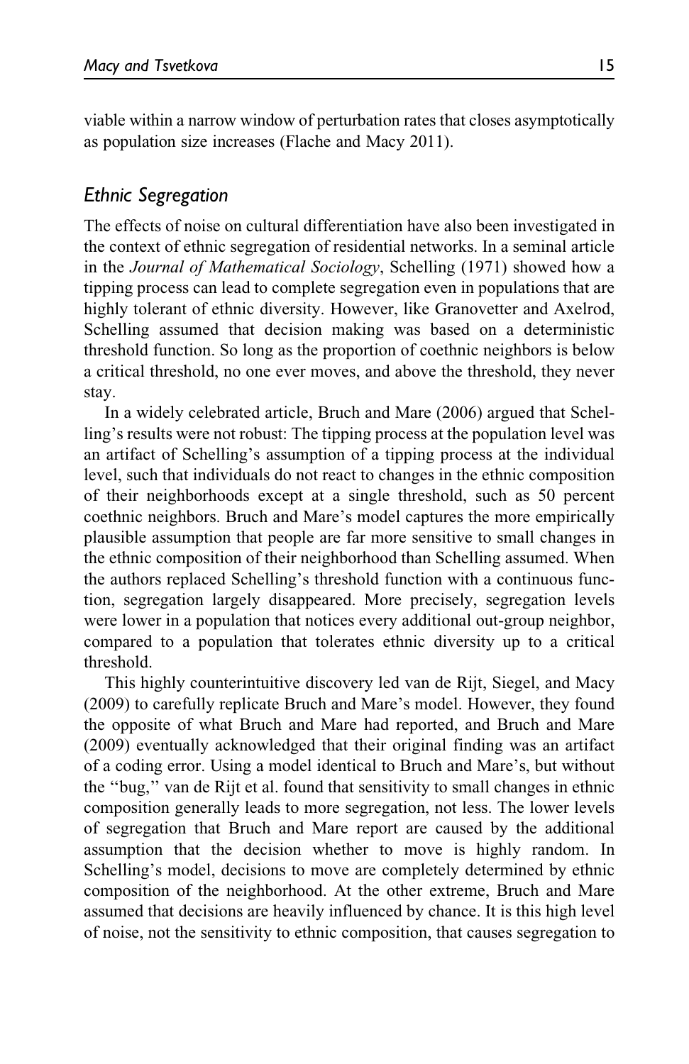viable within a narrow window of perturbation rates that closes asymptotically as population size increases (Flache and Macy 2011).

### *Ethnic Segregation*

The effects of noise on cultural differentiation have also been investigated in the context of ethnic segregation of residential networks. In a seminal article in the *Journal of Mathematical Sociology*, Schelling (1971) showed how a tipping process can lead to complete segregation even in populations that are highly tolerant of ethnic diversity. However, like Granovetter and Axelrod, Schelling assumed that decision making was based on a deterministic threshold function. So long as the proportion of coethnic neighbors is below a critical threshold, no one ever moves, and above the threshold, they never stay.

In a widely celebrated article, Bruch and Mare (2006) argued that Schelling's results were not robust: The tipping process at the population level was an artifact of Schelling's assumption of a tipping process at the individual level, such that individuals do not react to changes in the ethnic composition of their neighborhoods except at a single threshold, such as 50 percent coethnic neighbors. Bruch and Mare's model captures the more empirically plausible assumption that people are far more sensitive to small changes in the ethnic composition of their neighborhood than Schelling assumed. When the authors replaced Schelling's threshold function with a continuous function, segregation largely disappeared. More precisely, segregation levels were lower in a population that notices every additional out-group neighbor, compared to a population that tolerates ethnic diversity up to a critical threshold.

This highly counterintuitive discovery led van de Rijt, Siegel, and Macy (2009) to carefully replicate Bruch and Mare's model. However, they found the opposite of what Bruch and Mare had reported, and Bruch and Mare (2009) eventually acknowledged that their original finding was an artifact of a coding error. Using a model identical to Bruch and Mare's, but without the "bug," van de Rijt et al. found that sensitivity to small changes in ethnic composition generally leads to more segregation, not less. The lower levels of segregation that Bruch and Mare report are caused by the additional assumption that the decision whether to move is highly random. In Schelling's model, decisions to move are completely determined by ethnic composition of the neighborhood. At the other extreme, Bruch and Mare assumed that decisions are heavily influenced by chance. It is this high level of noise, not the sensitivity to ethnic composition, that causes segregation to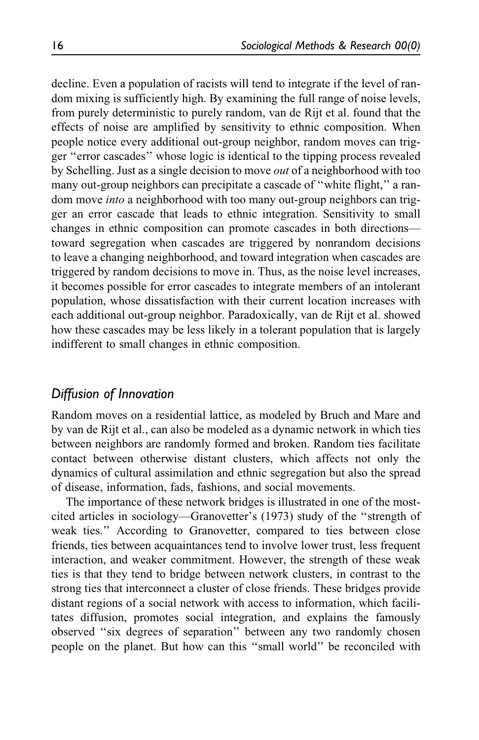decline. Even a population of racists will tend to integrate if the level of random mixing is sufficiently high. By examining the full range of noise levels, from purely deterministic to purely random, van de Rijt et al. found that the effects of noise are amplified by sensitivity to ethnic composition. When people notice every additional out-group neighbor, random moves can trigger ''error cascades'' whose logic is identical to the tipping process revealed by Schelling. Just as a single decision to move *out* of a neighborhood with too many out-group neighbors can precipitate a cascade of ''white flight,'' a random move *into* a neighborhood with too many out-group neighbors can trigger an error cascade that leads to ethnic integration. Sensitivity to small changes in ethnic composition can promote cascades in both directions—toward segregation when cascades are triggered by nonrandom decisions to leave a changing neighborhood, and toward integration when cascades are triggered by random decisions to move in. Thus, as the noise level increases, it becomes possible for error cascades to integrate members of an intolerant population, whose dissatisfaction with their current location increases with each additional out-group neighbor. Paradoxically, van de Rijt et al. showed how these cascades may be less likely in a tolerant population that is largely indifferent to small changes in ethnic composition.

## *Diffusion of Innovation*

Random moves on a residential lattice, as modeled by Bruch and Mare and by van de Rijt et al., can also be modeled as a dynamic network in which ties between neighbors are randomly formed and broken. Random ties facilitate contact between otherwise distant clusters, which affects not only the dynamics of cultural assimilation and ethnic segregation but also the spread of disease, information, fads, fashions, and social movements.

The importance of these network bridges is illustrated in one of the most-cited articles in sociology—Granovetter's (1973) study of the ''strength of weak ties.'' According to Granovetter, compared to ties between close friends, ties between acquaintances tend to involve lower trust, less frequent interaction, and weaker commitment. However, the strength of these weak ties is that they tend to bridge between network clusters, in contrast to the strong ties that interconnect a cluster of close friends. These bridges provide distant regions of a social network with access to information, which facilitates diffusion, promotes social integration, and explains the famously observed ''six degrees of separation'' between any two randomly chosen people on the planet. But how can this ''small world'' be reconciled with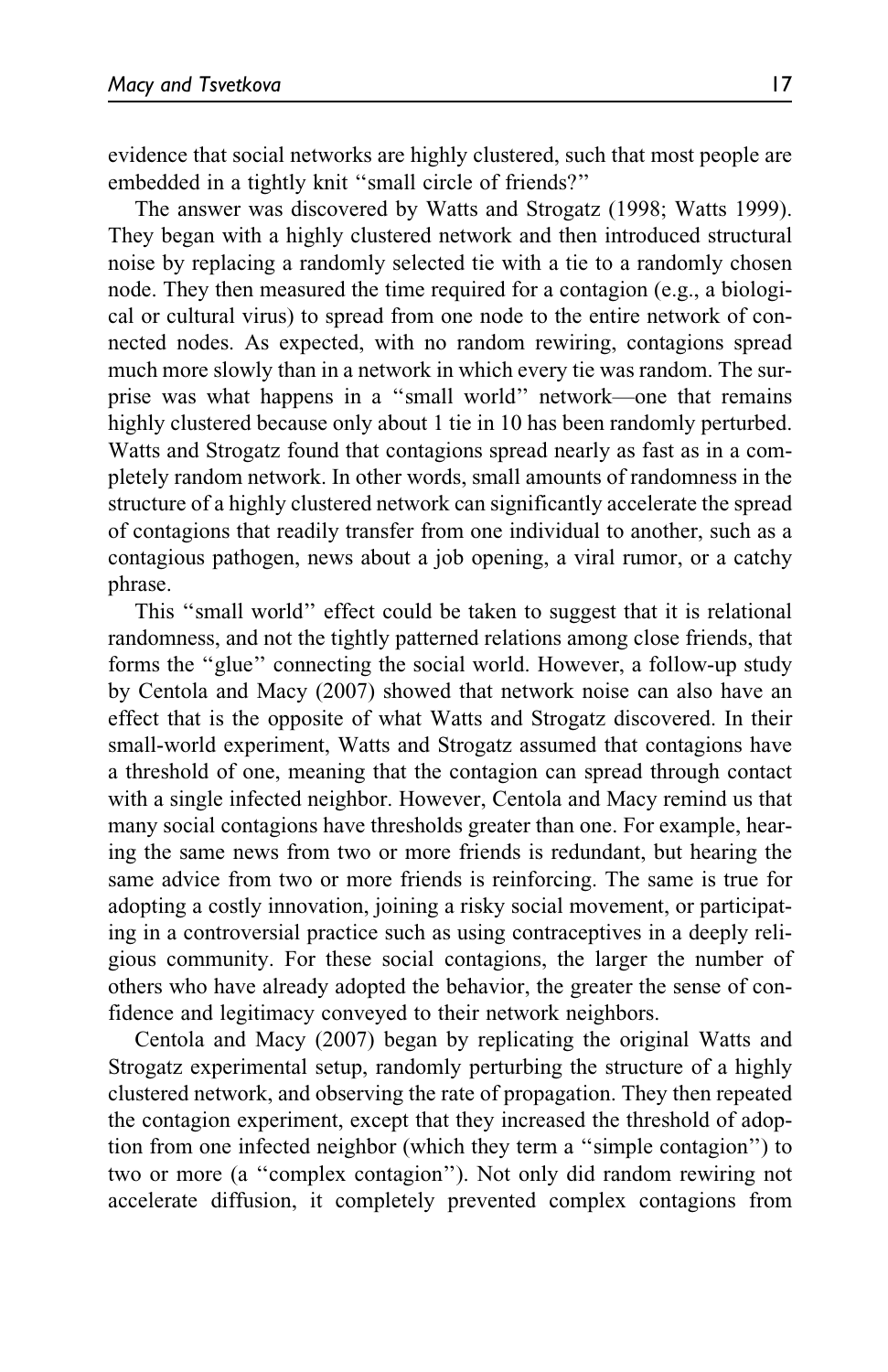evidence that social networks are highly clustered, such that most people are embedded in a tightly knit ''small circle of friends?''

The answer was discovered by Watts and Strogatz (1998; Watts 1999). They began with a highly clustered network and then introduced structural noise by replacing a randomly selected tie with a tie to a randomly chosen node. They then measured the time required for a contagion (e.g., a biological or cultural virus) to spread from one node to the entire network of connected nodes. As expected, with no random rewiring, contagions spread much more slowly than in a network in which every tie was random. The surprise was what happens in a ''small world'' network—one that remains highly clustered because only about 1 tie in 10 has been randomly perturbed. Watts and Strogatz found that contagions spread nearly as fast as in a completely random network. In other words, small amounts of randomness in the structure of a highly clustered network can significantly accelerate the spread of contagions that readily transfer from one individual to another, such as a contagious pathogen, news about a job opening, a viral rumor, or a catchy phrase.

This ''small world'' effect could be taken to suggest that it is relational randomness, and not the tightly patterned relations among close friends, that forms the ''glue'' connecting the social world. However, a follow-up study by Centola and Macy (2007) showed that network noise can also have an effect that is the opposite of what Watts and Strogatz discovered. In their small-world experiment, Watts and Strogatz assumed that contagions have a threshold of one, meaning that the contagion can spread through contact with a single infected neighbor. However, Centola and Macy remind us that many social contagions have thresholds greater than one. For example, hearing the same news from two or more friends is redundant, but hearing the same advice from two or more friends is reinforcing. The same is true for adopting a costly innovation, joining a risky social movement, or participating in a controversial practice such as using contraceptives in a deeply religious community. For these social contagions, the larger the number of others who have already adopted the behavior, the greater the sense of confidence and legitimacy conveyed to their network neighbors.

Centola and Macy (2007) began by replicating the original Watts and Strogatz experimental setup, randomly perturbing the structure of a highly clustered network, and observing the rate of propagation. They then repeated the contagion experiment, except that they increased the threshold of adoption from one infected neighbor (which they term a ''simple contagion'') to two or more (a ''complex contagion''). Not only did random rewiring not accelerate diffusion, it completely prevented complex contagions from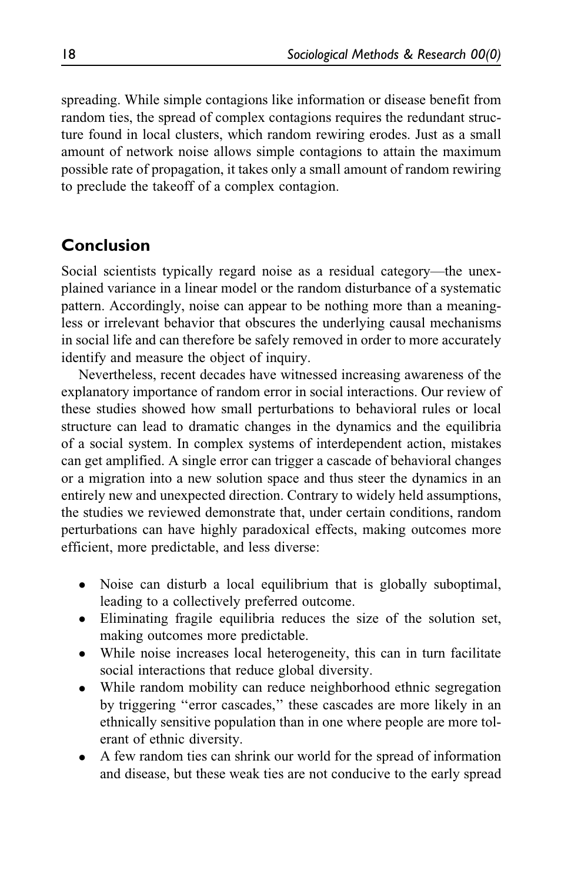spreading. While simple contagions like information or disease benefit from random ties, the spread of complex contagions requires the redundant structure found in local clusters, which random rewiring erodes. Just as a small amount of network noise allows simple contagions to attain the maximum possible rate of propagation, it takes only a small amount of random rewiring to preclude the takeoff of a complex contagion.

## Conclusion

Social scientists typically regard noise as a residual category—the unexplained variance in a linear model or the random disturbance of a systematic pattern. Accordingly, noise can appear to be nothing more than a meaningless or irrelevant behavior that obscures the underlying causal mechanisms in social life and can therefore be safely removed in order to more accurately identify and measure the object of inquiry.

Nevertheless, recent decades have witnessed increasing awareness of the explanatory importance of random error in social interactions. Our review of these studies showed how small perturbations to behavioral rules or local structure can lead to dramatic changes in the dynamics and the equilibria of a social system. In complex systems of interdependent action, mistakes can get amplified. A single error can trigger a cascade of behavioral changes or a migration into a new solution space and thus steer the dynamics in an entirely new and unexpected direction. Contrary to widely held assumptions, the studies we reviewed demonstrate that, under certain conditions, random perturbations can have highly paradoxical effects, making outcomes more efficient, more predictable, and less diverse:

- Noise can disturb a local equilibrium that is globally suboptimal, leading to a collectively preferred outcome.
- Eliminating fragile equilibria reduces the size of the solution set, making outcomes more predictable.
- While noise increases local heterogeneity, this can in turn facilitate social interactions that reduce global diversity.
- While random mobility can reduce neighborhood ethnic segregation by triggering "error cascades," these cascades are more likely in an ethnically sensitive population than in one where people are more tolerant of ethnic diversity.
- A few random ties can shrink our world for the spread of information and disease, but these weak ties are not conducive to the early spread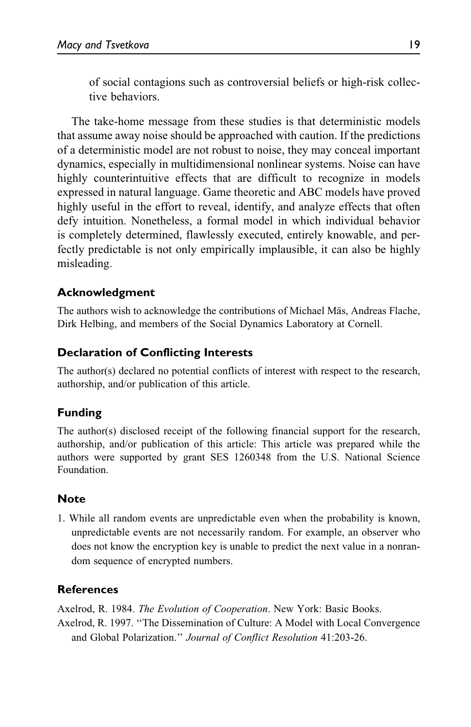of social contagions such as controversial beliefs or high-risk collective behaviors.

The take-home message from these studies is that deterministic models that assume away noise should be approached with caution. If the predictions of a deterministic model are not robust to noise, they may conceal important dynamics, especially in multidimensional nonlinear systems. Noise can have highly counterintuitive effects that are difficult to recognize in models expressed in natural language. Game theoretic and ABC models have proved highly useful in the effort to reveal, identify, and analyze effects that often defy intuition. Nonetheless, a formal model in which individual behavior is completely determined, flawlessly executed, entirely knowable, and perfectly predictable is not only empirically implausible, it can also be highly misleading.

### Acknowledgment

The authors wish to acknowledge the contributions of Michael Mäs, Andreas Flache, Dirk Helbing, and members of the Social Dynamics Laboratory at Cornell.

### Declaration of Conflicting Interests

The author(s) declared no potential conflicts of interest with respect to the research, authorship, and/or publication of this article.

### Funding

The author(s) disclosed receipt of the following financial support for the research, authorship, and/or publication of this article: This article was prepared while the authors were supported by grant SES 1260348 from the U.S. National Science Foundation.

### Note

1. While all random events are unpredictable even when the probability is known, unpredictable events are not necessarily random. For example, an observer who does not know the encryption key is unable to predict the next value in a nonrandom sequence of encrypted numbers.

### References

Axelrod, R. 1984. *The Evolution of Cooperation*. New York: Basic Books.

Axelrod, R. 1997. "The Dissemination of Culture: A Model with Local Convergence and Global Polarization." *Journal of Conflict Resolution* 41:203-26.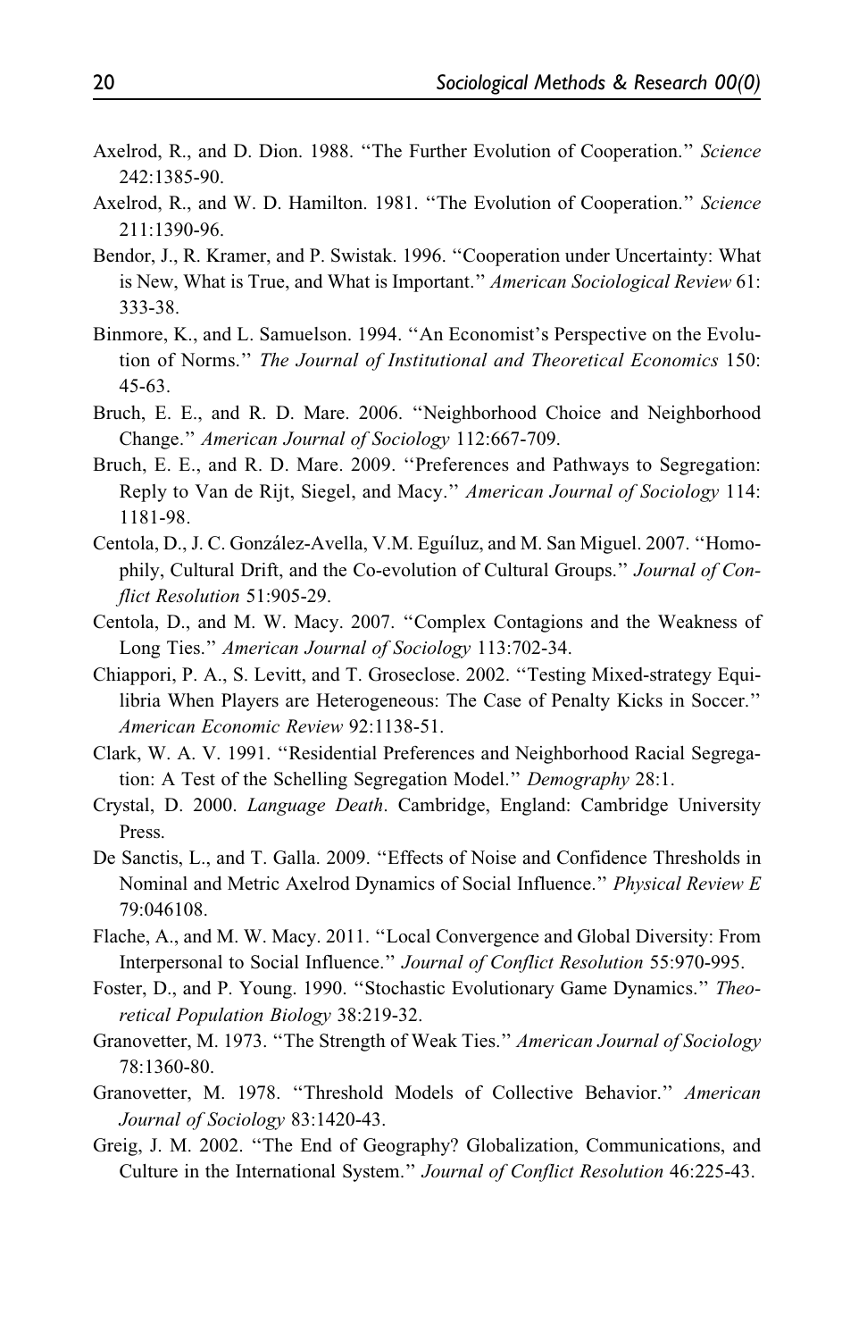Axelrod, R., and D. Dion. 1988. "The Further Evolution of Cooperation." *Science* 242:1385-90.

Axelrod, R., and W. D. Hamilton. 1981. "The Evolution of Cooperation." *Science* 211:1390-96.

Bendor, J., R. Kramer, and P. Swistak. 1996. "Cooperation under Uncertainty: What is New, What is True, and What is Important." *American Sociological Review* 61: 333-38.

Binmore, K., and L. Samuelson. 1994. "An Economist's Perspective on the Evolution of Norms." *The Journal of Institutional and Theoretical Economics* 150: 45-63.

Bruch, E. E., and R. D. Mare. 2006. "Neighborhood Choice and Neighborhood Change." *American Journal of Sociology* 112:667-709.

Bruch, E. E., and R. D. Mare. 2009. "Preferences and Pathways to Segregation: Reply to Van de Rijt, Siegel, and Macy." *American Journal of Sociology* 114: 1181-98.

Centola, D., J. C. González-Avella, V.M. Eguíluz, and M. San Miguel. 2007. "Homophily, Cultural Drift, and the Co-evolution of Cultural Groups." *Journal of Conflict Resolution* 51:905-29.

Centola, D., and M. W. Macy. 2007. "Complex Contagions and the Weakness of Long Ties." *American Journal of Sociology* 113:702-34.

Chiappori, P. A., S. Levitt, and T. Groseclose. 2002. "Testing Mixed-strategy Equilibria When Players are Heterogeneous: The Case of Penalty Kicks in Soccer." *American Economic Review* 92:1138-51.

Clark, W. A. V. 1991. "Residential Preferences and Neighborhood Racial Segregation: A Test of the Schelling Segregation Model." *Demography* 28:1.

Crystal, D. 2000. *Language Death*. Cambridge, England: Cambridge University Press.

De Sanctis, L., and T. Galla. 2009. "Effects of Noise and Confidence Thresholds in Nominal and Metric Axelrod Dynamics of Social Influence." *Physical Review E* 79:046108.

Flache, A., and M. W. Macy. 2011. "Local Convergence and Global Diversity: From Interpersonal to Social Influence." *Journal of Conflict Resolution* 55:970-995.

Foster, D., and P. Young. 1990. "Stochastic Evolutionary Game Dynamics." *Theoretical Population Biology* 38:219-32.

Granovetter, M. 1973. "The Strength of Weak Ties." *American Journal of Sociology* 78:1360-80.

Granovetter, M. 1978. "Threshold Models of Collective Behavior." *American Journal of Sociology* 83:1420-43.

Greig, J. M. 2002. "The End of Geography? Globalization, Communications, and Culture in the International System." *Journal of Conflict Resolution* 46:225-43.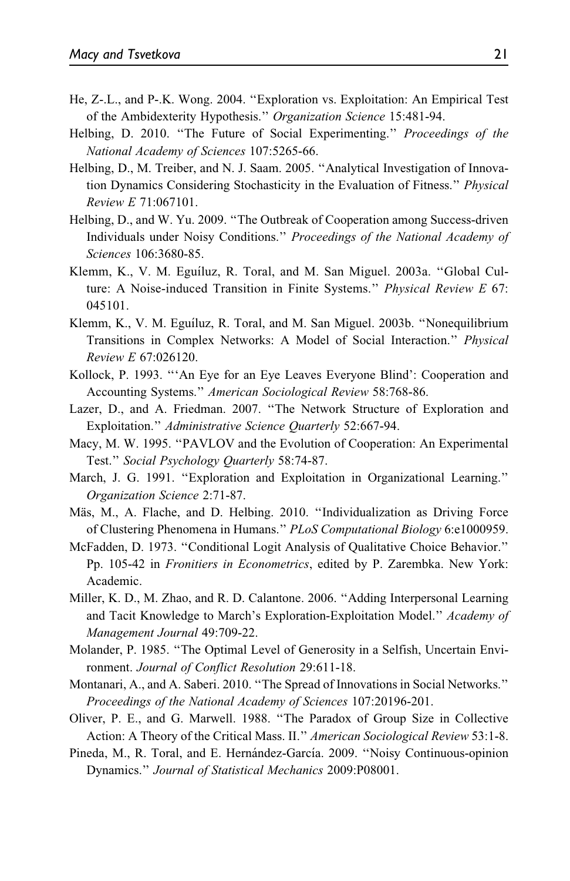He, Z.-L., and P.-K. Wong. 2004. "Exploration vs. Exploitation: An Empirical Test of the Ambidexterity Hypothesis." *Organization Science* 15:481-94.

Helbing, D. 2010. "The Future of Social Experimenting." *Proceedings of the National Academy of Sciences* 107:5265-66.

Helbing, D., M. Treiber, and N. J. Saam. 2005. "Analytical Investigation of Innovation Dynamics Considering Stochasticity in the Evaluation of Fitness." *Physical Review E* 71:067101.

Helbing, D., and W. Yu. 2009. "The Outbreak of Cooperation among Success-driven Individuals under Noisy Conditions." *Proceedings of the National Academy of Sciences* 106:3680-85.

Klemm, K., V. M. Eguíluz, R. Toral, and M. San Miguel. 2003a. "Global Culture: A Noise-induced Transition in Finite Systems." *Physical Review E* 67: 045101.

Klemm, K., V. M. Eguíluz, R. Toral, and M. San Miguel. 2003b. "Nonequilibrium Transitions in Complex Networks: A Model of Social Interaction." *Physical Review E* 67:026120.

Kollock, P. 1993. "'An Eye for an Eye Leaves Everyone Blind': Cooperation and Accounting Systems." *American Sociological Review* 58:768-86.

Lazer, D., and A. Friedman. 2007. "The Network Structure of Exploration and Exploitation." *Administrative Science Quarterly* 52:667-94.

Macy, M. W. 1995. "PAVLOV and the Evolution of Cooperation: An Experimental Test." *Social Psychology Quarterly* 58:74-87.

March, J. G. 1991. "Exploration and Exploitation in Organizational Learning." *Organization Science* 2:71-87.

Mäs, M., A. Flache, and D. Helbing. 2010. "Individualization as Driving Force of Clustering Phenomena in Humans." *PLoS Computational Biology* 6:e1000959.

McFadden, D. 1973. "Conditional Logit Analysis of Qualitative Choice Behavior." Pp. 105-42 in *Fronitiers in Econometrics*, edited by P. Zarembka. New York: Academic.

Miller, K. D., M. Zhao, and R. D. Calantone. 2006. "Adding Interpersonal Learning and Tacit Knowledge to March's Exploration-Exploitation Model." *Academy of Management Journal* 49:709-22.

Molander, P. 1985. "The Optimal Level of Generosity in a Selfish, Uncertain Environment. *Journal of Conflict Resolution* 29:611-18.

Montanari, A., and A. Saberi. 2010. "The Spread of Innovations in Social Networks." *Proceedings of the National Academy of Sciences* 107:20196-201.

Oliver, P. E., and G. Marwell. 1988. "The Paradox of Group Size in Collective Action: A Theory of the Critical Mass. II." *American Sociological Review* 53:1-8.

Pineda, M., R. Toral, and E. Hernández-García. 2009. "Noisy Continuous-opinion Dynamics." *Journal of Statistical Mechanics* 2009:P08001.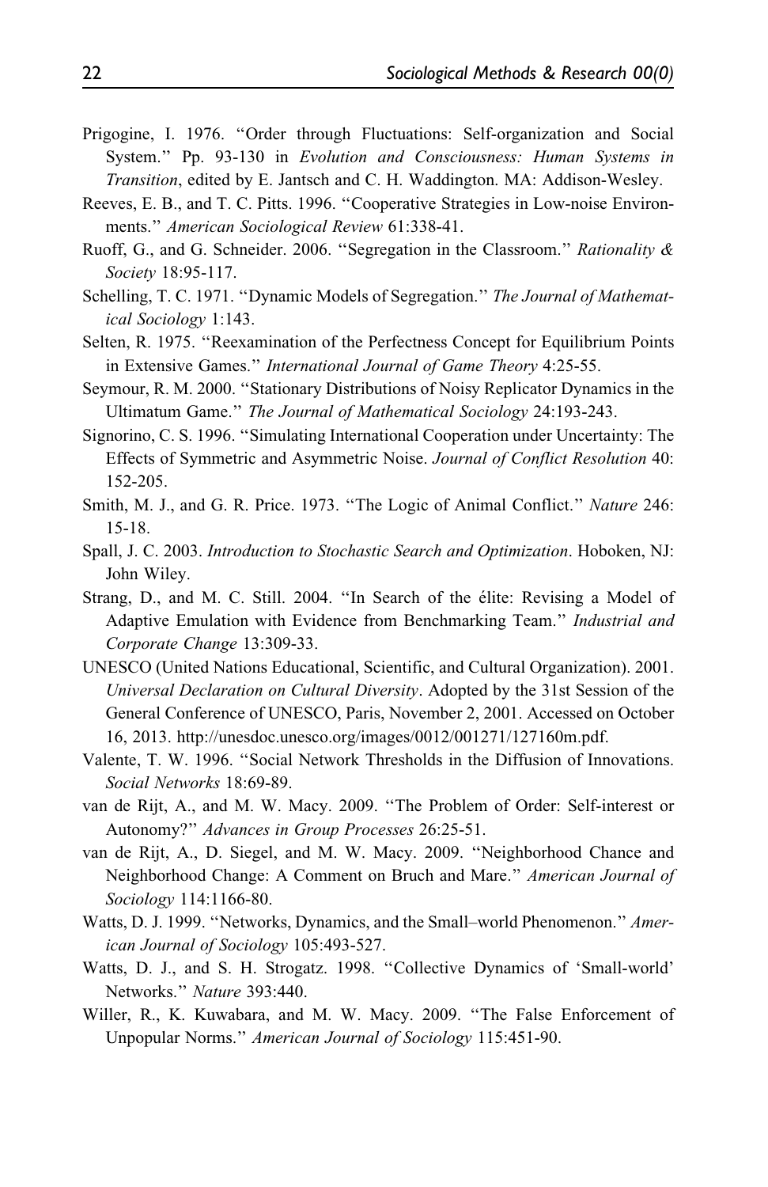Prigogine, I. 1976. ''Order through Fluctuations: Self-organization and Social System.'' Pp. 93-130 in *Evolution and Consciousness: Human Systems in Transition*, edited by E. Jantsch and C. H. Waddington. MA: Addison-Wesley.

Reeves, E. B., and T. C. Pitts. 1996. ''Cooperative Strategies in Low-noise Environments.'' *American Sociological Review* 61:338-41.

Ruoff, G., and G. Schneider. 2006. ''Segregation in the Classroom.'' *Rationality & Society* 18:95-117.

Schelling, T. C. 1971. ''Dynamic Models of Segregation.'' *The Journal of Mathematical Sociology* 1:143.

Selten, R. 1975. ''Reexamination of the Perfectness Concept for Equilibrium Points in Extensive Games.'' *International Journal of Game Theory* 4:25-55.

Seymour, R. M. 2000. ''Stationary Distributions of Noisy Replicator Dynamics in the Ultimatum Game.'' *The Journal of Mathematical Sociology* 24:193-243.

Signorino, C. S. 1996. ''Simulating International Cooperation under Uncertainty: The Effects of Symmetric and Asymmetric Noise. *Journal of Conflict Resolution* 40: 152-205.

Smith, M. J., and G. R. Price. 1973. ''The Logic of Animal Conflict.'' *Nature* 246: 15-18.

Spall, J. C. 2003. *Introduction to Stochastic Search and Optimization*. Hoboken, NJ: John Wiley.

Strang, D., and M. C. Still. 2004. ''In Search of the élite: Revising a Model of Adaptive Emulation with Evidence from Benchmarking Team.'' *Industrial and Corporate Change* 13:309-33.

UNESCO (United Nations Educational, Scientific, and Cultural Organization). 2001. *Universal Declaration on Cultural Diversity*. Adopted by the 31st Session of the General Conference of UNESCO, Paris, November 2, 2001. Accessed on October 16, 2013. http://unesdoc.unesco.org/images/0012/001271/127160m.pdf.

Valente, T. W. 1996. ''Social Network Thresholds in the Diffusion of Innovations. *Social Networks* 18:69-89.

van de Rijt, A., and M. W. Macy. 2009. ''The Problem of Order: Self-interest or Autonomy?'' *Advances in Group Processes* 26:25-51.

van de Rijt, A., D. Siegel, and M. W. Macy. 2009. ''Neighborhood Chance and Neighborhood Change: A Comment on Bruch and Mare.'' *American Journal of Sociology* 114:1166-80.

Watts, D. J. 1999. ''Networks, Dynamics, and the Small–world Phenomenon.'' *American Journal of Sociology* 105:493-527.

Watts, D. J., and S. H. Strogatz. 1998. ''Collective Dynamics of 'Small-world' Networks.'' *Nature* 393:440.

Willer, R., K. Kuwabara, and M. W. Macy. 2009. ''The False Enforcement of Unpopular Norms.'' *American Journal of Sociology* 115:451-90.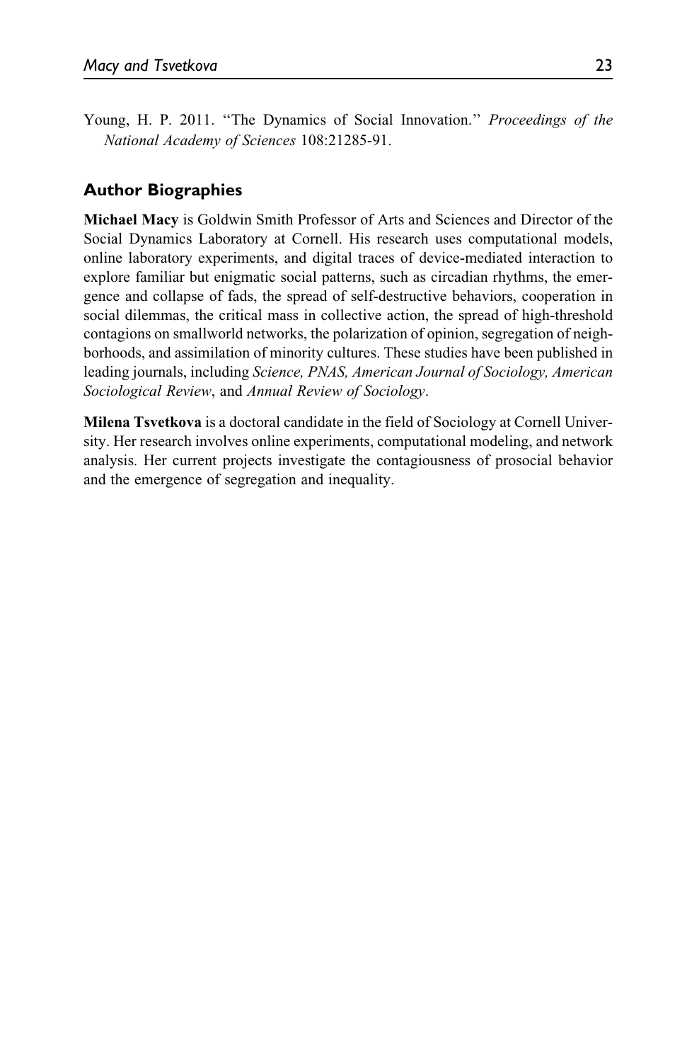Young, H. P. 2011. "The Dynamics of Social Innovation." *Proceedings of the National Academy of Sciences* 108:21285-91.

## Author Biographies

**Michael Macy** is Goldwin Smith Professor of Arts and Sciences and Director of the Social Dynamics Laboratory at Cornell. His research uses computational models, online laboratory experiments, and digital traces of device-mediated interaction to explore familiar but enigmatic social patterns, such as circadian rhythms, the emergence and collapse of fads, the spread of self-destructive behaviors, cooperation in social dilemmas, the critical mass in collective action, the spread of high-threshold contagions on smallworld networks, the polarization of opinion, segregation of neighborhoods, and assimilation of minority cultures. These studies have been published in leading journals, including *Science, PNAS, American Journal of Sociology, American Sociological Review*, and *Annual Review of Sociology*.

**Milena Tsvetkova** is a doctoral candidate in the field of Sociology at Cornell University. Her research involves online experiments, computational modeling, and network analysis. Her current projects investigate the contagiousness of prosocial behavior and the emergence of segregation and inequality.